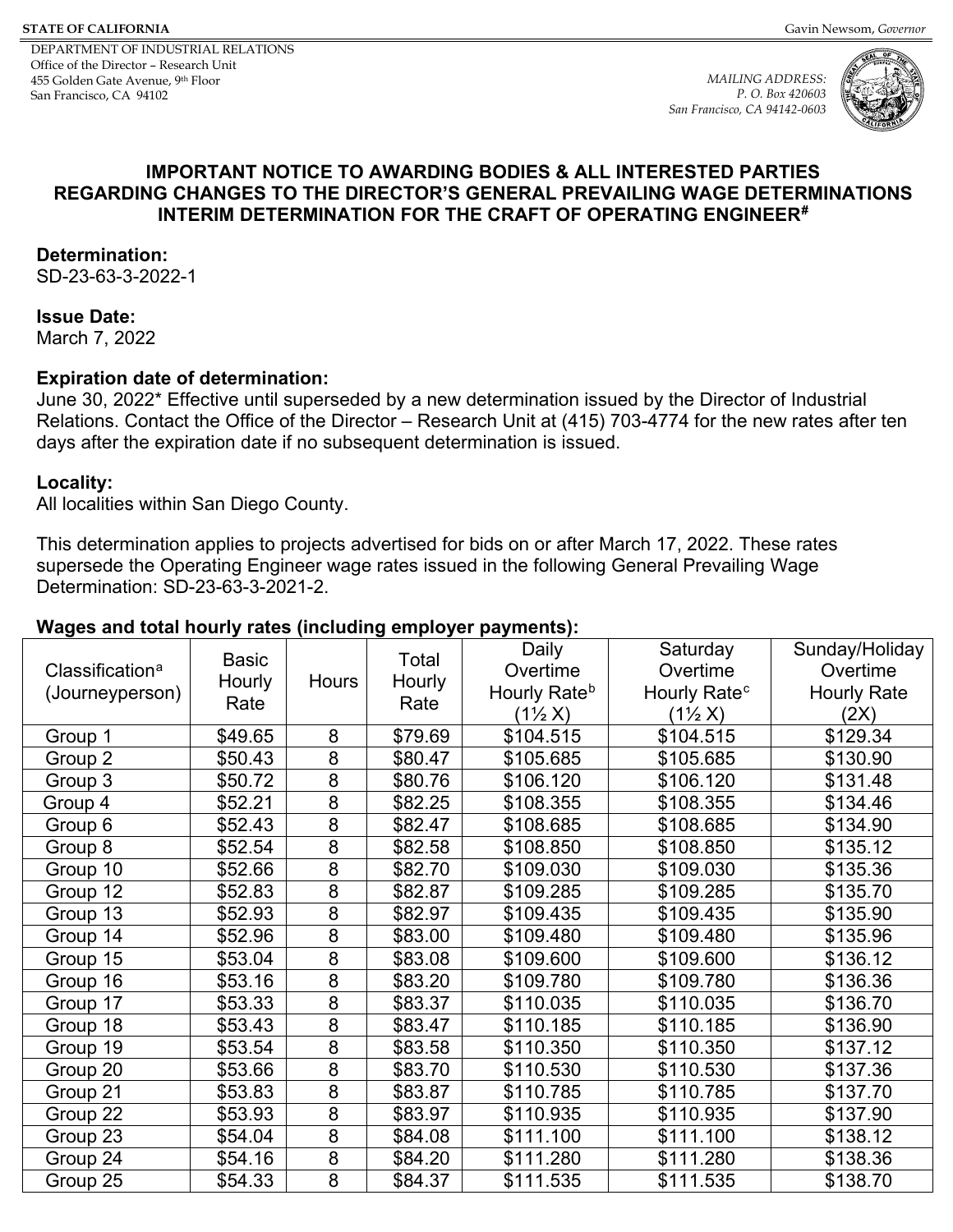STATE OF CALIFORNIA Gavin Newsom, *Governor*

DEPARTMENT OF INDUSTRIAL RELATIONS
Office of the Director – Research Unit
455 Golden Gate Avenue, 9th Floor
San Francisco, CA 94102

*MAILING ADDRESS:*
*P. O. Box 420603*
*San Francisco, CA 94142-0603*

**IMPORTANT NOTICE TO AWARDING BODIES & ALL INTERESTED PARTIES REGARDING CHANGES TO THE DIRECTOR'S GENERAL PREVAILING WAGE DETERMINATIONS INTERIM DETERMINATION FOR THE CRAFT OF OPERATING ENGINEER#**

**Determination:**
SD-23-63-3-2022-1

**Issue Date:**
March 7, 2022

**Expiration date of determination:**
June 30, 2022* Effective until superseded by a new determination issued by the Director of Industrial Relations. Contact the Office of the Director – Research Unit at (415) 703-4774 for the new rates after ten days after the expiration date if no subsequent determination is issued.

**Locality:**
All localities within San Diego County.

This determination applies to projects advertised for bids on or after March 17, 2022. These rates supersede the Operating Engineer wage rates issued in the following General Prevailing Wage Determination: SD-23-63-3-2021-2.

**Wages and total hourly rates (including employer payments):**

| Classification[a] (Journeyperson) | Basic Hourly Rate | Hours | Total Hourly Rate | Daily Overtime Hourly Rate[b] (1½ X) | Saturday Overtime Hourly Rate[c] (1½ X) | Sunday/Holiday Overtime Hourly Rate (2X) |
|---|---|---|---|---|---|---|
| Group 1 | $49.65 | 8 | $79.69 | $104.515 | $104.515 | $129.34 |
| Group 2 | $50.43 | 8 | $80.47 | $105.685 | $105.685 | $130.90 |
| Group 3 | $50.72 | 8 | $80.76 | $106.120 | $106.120 | $131.48 |
| Group 4 | $52.21 | 8 | $82.25 | $108.355 | $108.355 | $134.46 |
| Group 6 | $52.43 | 8 | $82.47 | $108.685 | $108.685 | $134.90 |
| Group 8 | $52.54 | 8 | $82.58 | $108.850 | $108.850 | $135.12 |
| Group 10 | $52.66 | 8 | $82.70 | $109.030 | $109.030 | $135.36 |
| Group 12 | $52.83 | 8 | $82.87 | $109.285 | $109.285 | $135.70 |
| Group 13 | $52.93 | 8 | $82.97 | $109.435 | $109.435 | $135.90 |
| Group 14 | $52.96 | 8 | $83.00 | $109.480 | $109.480 | $135.96 |
| Group 15 | $53.04 | 8 | $83.08 | $109.600 | $109.600 | $136.12 |
| Group 16 | $53.16 | 8 | $83.20 | $109.780 | $109.780 | $136.36 |
| Group 17 | $53.33 | 8 | $83.37 | $110.035 | $110.035 | $136.70 |
| Group 18 | $53.43 | 8 | $83.47 | $110.185 | $110.185 | $136.90 |
| Group 19 | $53.54 | 8 | $83.58 | $110.350 | $110.350 | $137.12 |
| Group 20 | $53.66 | 8 | $83.70 | $110.530 | $110.530 | $137.36 |
| Group 21 | $53.83 | 8 | $83.87 | $110.785 | $110.785 | $137.70 |
| Group 22 | $53.93 | 8 | $83.97 | $110.935 | $110.935 | $137.90 |
| Group 23 | $54.04 | 8 | $84.08 | $111.100 | $111.100 | $138.12 |
| Group 24 | $54.16 | 8 | $84.20 | $111.280 | $111.280 | $138.36 |
| Group 25 | $54.33 | 8 | $84.37 | $111.535 | $111.535 | $138.70 |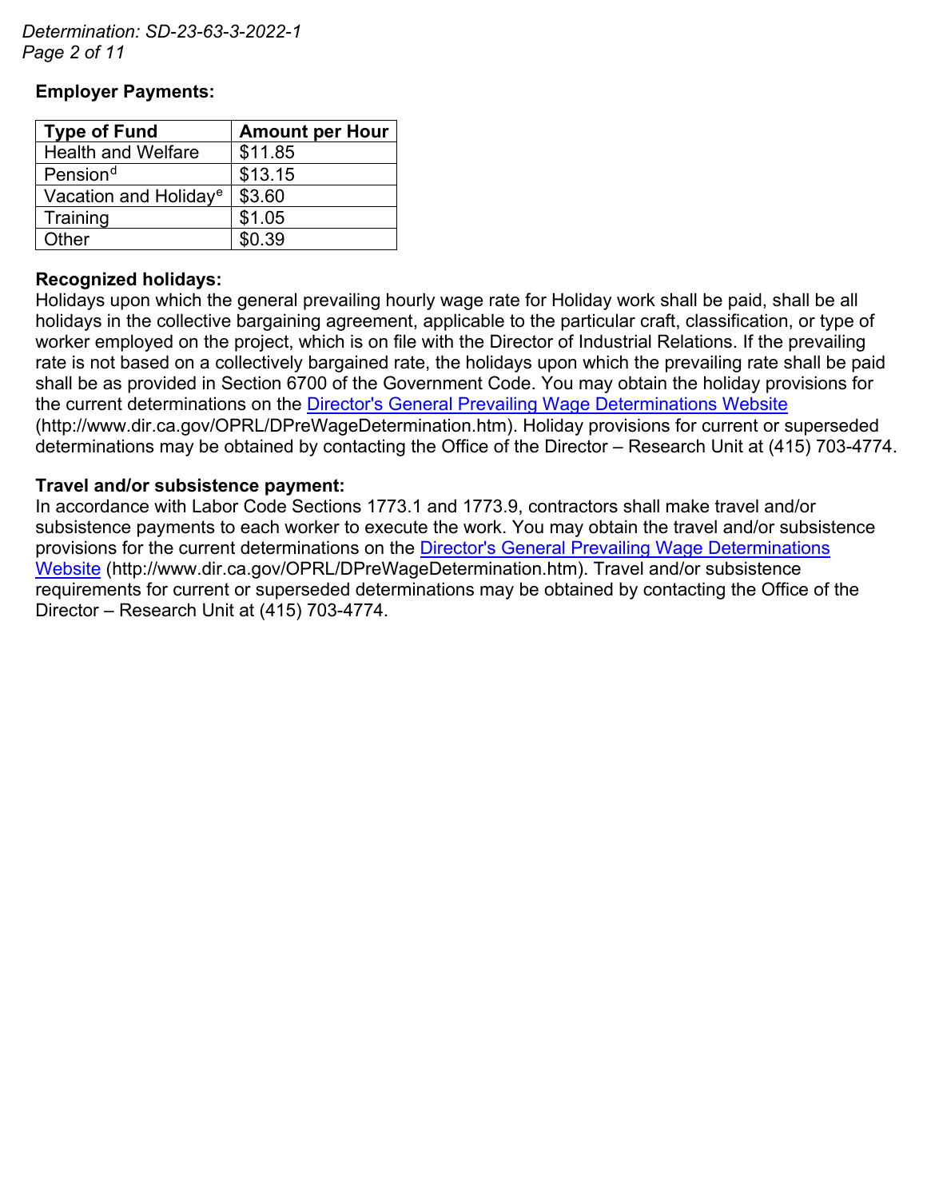**Employer Payments:**

| Type of Fund | Amount per Hour |
| --- | --- |
| Health and Welfare | $11.85 |
| Pension[d] | $13.15 |
| Vacation and Holiday[e] | $3.60 |
| Training | $1.05 |
| Other | $0.39 |

**Recognized holidays:**
Holidays upon which the general prevailing hourly wage rate for Holiday work shall be paid, shall be all holidays in the collective bargaining agreement, applicable to the particular craft, classification, or type of worker employed on the project, which is on file with the Director of Industrial Relations. If the prevailing rate is not based on a collectively bargained rate, the holidays upon which the prevailing rate shall be paid shall be as provided in Section 6700 of the Government Code. You may obtain the holiday provisions for the current determinations on the [Director's General Prevailing Wage Determinations Website](http://www.dir.ca.gov/OPRL/DPreWageDetermination.htm) (http://www.dir.ca.gov/OPRL/DPreWageDetermination.htm). Holiday provisions for current or superseded determinations may be obtained by contacting the Office of the Director – Research Unit at (415) 703-4774.

**Travel and/or subsistence payment:**
In accordance with Labor Code Sections 1773.1 and 1773.9, contractors shall make travel and/or subsistence payments to each worker to execute the work. You may obtain the travel and/or subsistence provisions for the current determinations on the [Director's General Prevailing Wage Determinations Website](http://www.dir.ca.gov/OPRL/DPreWageDetermination.htm) (http://www.dir.ca.gov/OPRL/DPreWageDetermination.htm). Travel and/or subsistence requirements for current or superseded determinations may be obtained by contacting the Office of the Director – Research Unit at (415) 703-4774.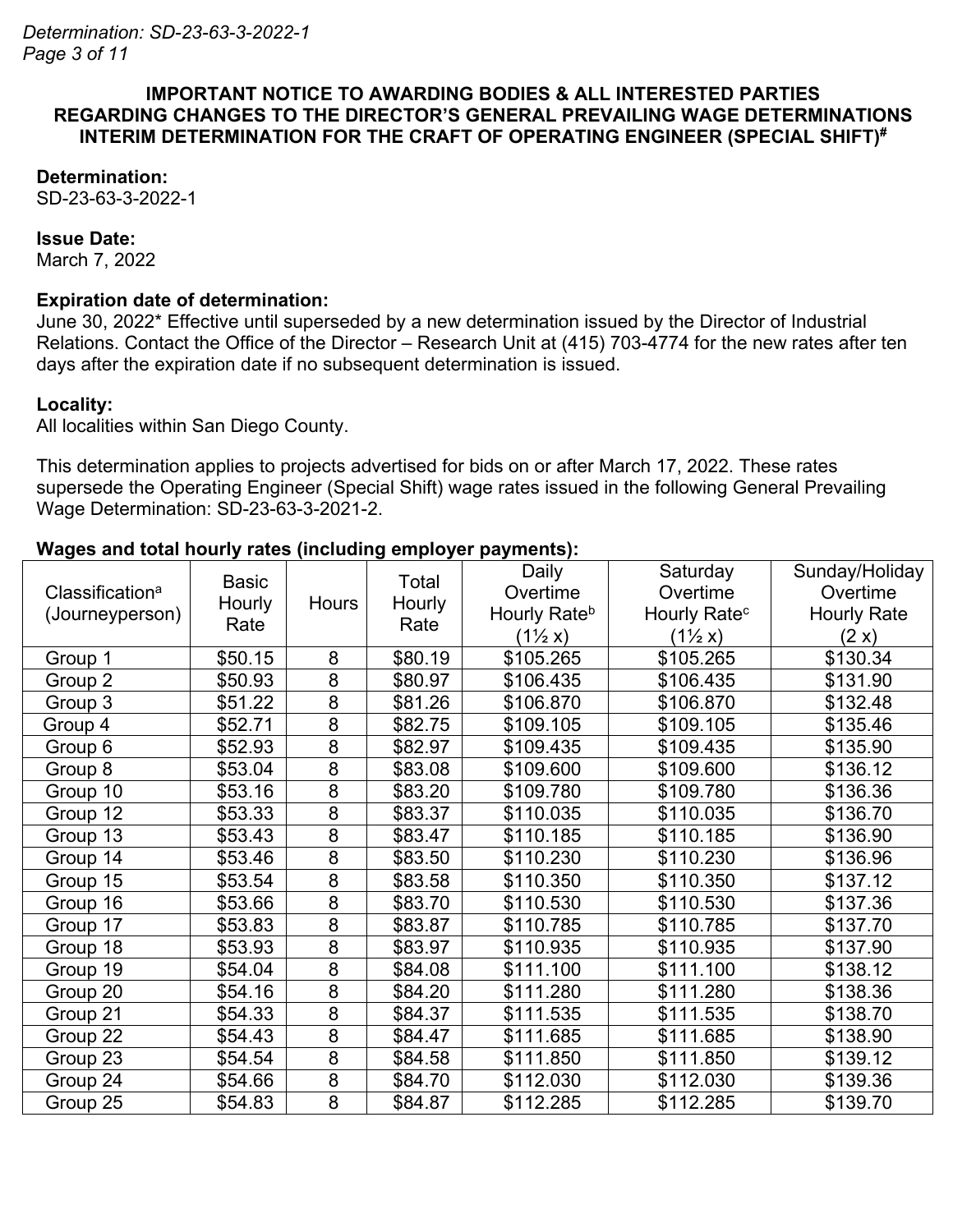**IMPORTANT NOTICE TO AWARDING BODIES & ALL INTERESTED PARTIES REGARDING CHANGES TO THE DIRECTOR'S GENERAL PREVAILING WAGE DETERMINATIONS INTERIM DETERMINATION FOR THE CRAFT OF OPERATING ENGINEER (SPECIAL SHIFT)#**

**Determination:**
SD-23-63-3-2022-1

**Issue Date:**
March 7, 2022

**Expiration date of determination:**
June 30, 2022* Effective until superseded by a new determination issued by the Director of Industrial Relations. Contact the Office of the Director – Research Unit at (415) 703-4774 for the new rates after ten days after the expiration date if no subsequent determination is issued.

**Locality:**
All localities within San Diego County.

This determination applies to projects advertised for bids on or after March 17, 2022. These rates supersede the Operating Engineer (Special Shift) wage rates issued in the following General Prevailing Wage Determination: SD-23-63-3-2021-2.

**Wages and total hourly rates (including employer payments):**

| Classification[a] (Journeyperson) | Basic Hourly Rate | Hours | Total Hourly Rate | Daily Overtime Hourly Rate[b] (1½ x) | Saturday Overtime Hourly Rate[c] (1½ x) | Sunday/Holiday Overtime Hourly Rate (2 x) |
|---|---|---|---|---|---|---|
| Group 1 | $50.15 | 8 | $80.19 | $105.265 | $105.265 | $130.34 |
| Group 2 | $50.93 | 8 | $80.97 | $106.435 | $106.435 | $131.90 |
| Group 3 | $51.22 | 8 | $81.26 | $106.870 | $106.870 | $132.48 |
| Group 4 | $52.71 | 8 | $82.75 | $109.105 | $109.105 | $135.46 |
| Group 6 | $52.93 | 8 | $82.97 | $109.435 | $109.435 | $135.90 |
| Group 8 | $53.04 | 8 | $83.08 | $109.600 | $109.600 | $136.12 |
| Group 10 | $53.16 | 8 | $83.20 | $109.780 | $109.780 | $136.36 |
| Group 12 | $53.33 | 8 | $83.37 | $110.035 | $110.035 | $136.70 |
| Group 13 | $53.43 | 8 | $83.47 | $110.185 | $110.185 | $136.90 |
| Group 14 | $53.46 | 8 | $83.50 | $110.230 | $110.230 | $136.96 |
| Group 15 | $53.54 | 8 | $83.58 | $110.350 | $110.350 | $137.12 |
| Group 16 | $53.66 | 8 | $83.70 | $110.530 | $110.530 | $137.36 |
| Group 17 | $53.83 | 8 | $83.87 | $110.785 | $110.785 | $137.70 |
| Group 18 | $53.93 | 8 | $83.97 | $110.935 | $110.935 | $137.90 |
| Group 19 | $54.04 | 8 | $84.08 | $111.100 | $111.100 | $138.12 |
| Group 20 | $54.16 | 8 | $84.20 | $111.280 | $111.280 | $138.36 |
| Group 21 | $54.33 | 8 | $84.37 | $111.535 | $111.535 | $138.70 |
| Group 22 | $54.43 | 8 | $84.47 | $111.685 | $111.685 | $138.90 |
| Group 23 | $54.54 | 8 | $84.58 | $111.850 | $111.850 | $139.12 |
| Group 24 | $54.66 | 8 | $84.70 | $112.030 | $112.030 | $139.36 |
| Group 25 | $54.83 | 8 | $84.87 | $112.285 | $112.285 | $139.70 |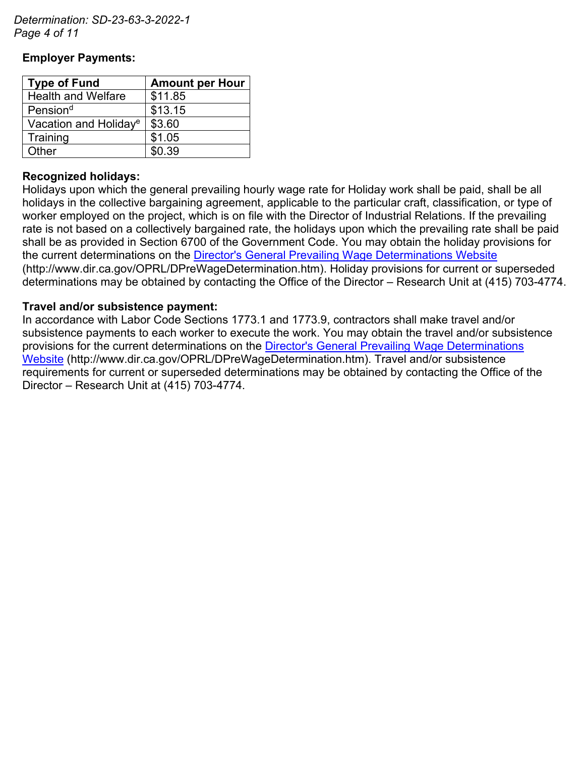**Employer Payments:**

| Type of Fund | Amount per Hour |
|---|---|
| Health and Welfare | $11.85 |
| Pension[d] | $13.15 |
| Vacation and Holiday[e] | $3.60 |
| Training | $1.05 |
| Other | $0.39 |

**Recognized holidays:**
Holidays upon which the general prevailing hourly wage rate for Holiday work shall be paid, shall be all holidays in the collective bargaining agreement, applicable to the particular craft, classification, or type of worker employed on the project, which is on file with the Director of Industrial Relations. If the prevailing rate is not based on a collectively bargained rate, the holidays upon which the prevailing rate shall be paid shall be as provided in Section 6700 of the Government Code. You may obtain the holiday provisions for the current determinations on the Director's General Prevailing Wage Determinations Website (http://www.dir.ca.gov/OPRL/DPreWageDetermination.htm). Holiday provisions for current or superseded determinations may be obtained by contacting the Office of the Director – Research Unit at (415) 703-4774.

**Travel and/or subsistence payment:**
In accordance with Labor Code Sections 1773.1 and 1773.9, contractors shall make travel and/or subsistence payments to each worker to execute the work. You may obtain the travel and/or subsistence provisions for the current determinations on the Director's General Prevailing Wage Determinations Website (http://www.dir.ca.gov/OPRL/DPreWageDetermination.htm). Travel and/or subsistence requirements for current or superseded determinations may be obtained by contacting the Office of the Director – Research Unit at (415) 703-4774.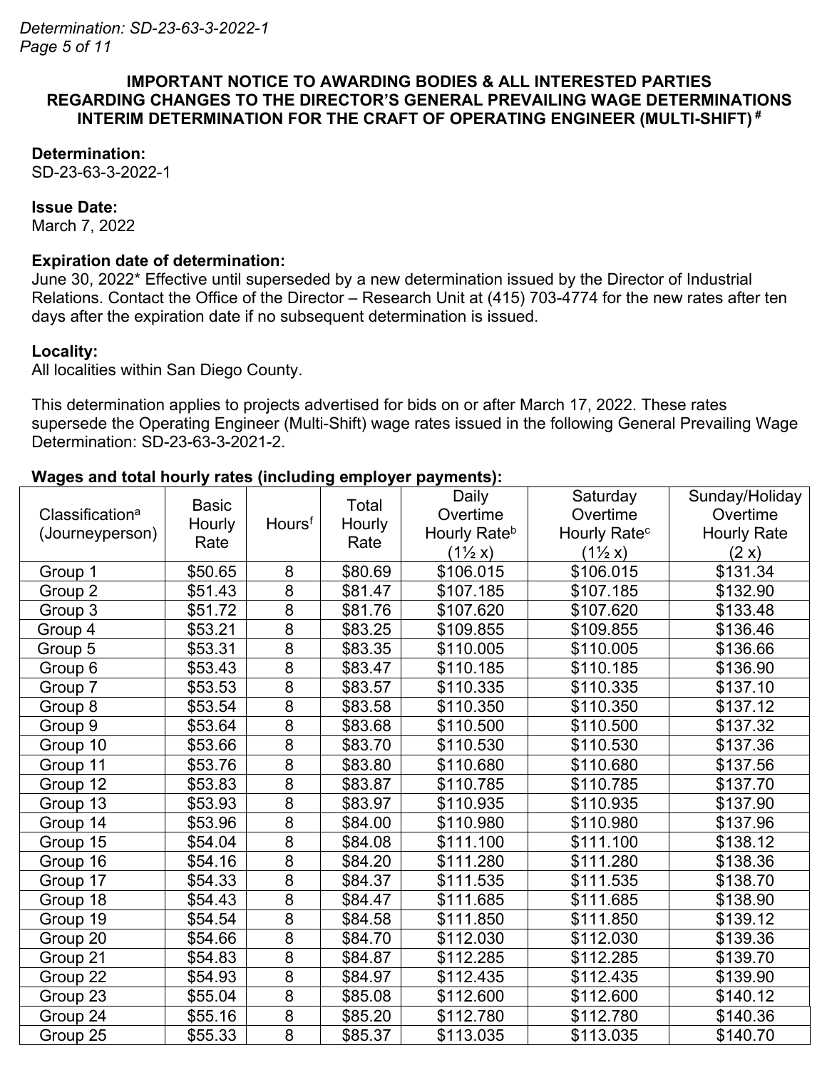## IMPORTANT NOTICE TO AWARDING BODIES & ALL INTERESTED PARTIES REGARDING CHANGES TO THE DIRECTOR'S GENERAL PREVAILING WAGE DETERMINATIONS INTERIM DETERMINATION FOR THE CRAFT OF OPERATING ENGINEER (MULTI-SHIFT) #

**Determination:**
SD-23-63-3-2022-1

**Issue Date:**
March 7, 2022

**Expiration date of determination:**
June 30, 2022* Effective until superseded by a new determination issued by the Director of Industrial Relations. Contact the Office of the Director – Research Unit at (415) 703-4774 for the new rates after ten days after the expiration date if no subsequent determination is issued.

**Locality:**
All localities within San Diego County.

This determination applies to projects advertised for bids on or after March 17, 2022. These rates supersede the Operating Engineer (Multi-Shift) wage rates issued in the following General Prevailing Wage Determination: SD-23-63-3-2021-2.

**Wages and total hourly rates (including employer payments):**

| Classification[a] (Journeyperson) | Basic Hourly Rate | Hours[f] | Total Hourly Rate | Daily Overtime Hourly Rate[b] (1½ x) | Saturday Overtime Hourly Rate[c] (1½ x) | Sunday/Holiday Overtime Hourly Rate (2 x) |
|---|---|---|---|---|---|---|
| Group 1 | $50.65 | 8 | $80.69 | $106.015 | $106.015 | $131.34 |
| Group 2 | $51.43 | 8 | $81.47 | $107.185 | $107.185 | $132.90 |
| Group 3 | $51.72 | 8 | $81.76 | $107.620 | $107.620 | $133.48 |
| Group 4 | $53.21 | 8 | $83.25 | $109.855 | $109.855 | $136.46 |
| Group 5 | $53.31 | 8 | $83.35 | $110.005 | $110.005 | $136.66 |
| Group 6 | $53.43 | 8 | $83.47 | $110.185 | $110.185 | $136.90 |
| Group 7 | $53.53 | 8 | $83.57 | $110.335 | $110.335 | $137.10 |
| Group 8 | $53.54 | 8 | $83.58 | $110.350 | $110.350 | $137.12 |
| Group 9 | $53.64 | 8 | $83.68 | $110.500 | $110.500 | $137.32 |
| Group 10 | $53.66 | 8 | $83.70 | $110.530 | $110.530 | $137.36 |
| Group 11 | $53.76 | 8 | $83.80 | $110.680 | $110.680 | $137.56 |
| Group 12 | $53.83 | 8 | $83.87 | $110.785 | $110.785 | $137.70 |
| Group 13 | $53.93 | 8 | $83.97 | $110.935 | $110.935 | $137.90 |
| Group 14 | $53.96 | 8 | $84.00 | $110.980 | $110.980 | $137.96 |
| Group 15 | $54.04 | 8 | $84.08 | $111.100 | $111.100 | $138.12 |
| Group 16 | $54.16 | 8 | $84.20 | $111.280 | $111.280 | $138.36 |
| Group 17 | $54.33 | 8 | $84.37 | $111.535 | $111.535 | $138.70 |
| Group 18 | $54.43 | 8 | $84.47 | $111.685 | $111.685 | $138.90 |
| Group 19 | $54.54 | 8 | $84.58 | $111.850 | $111.850 | $139.12 |
| Group 20 | $54.66 | 8 | $84.70 | $112.030 | $112.030 | $139.36 |
| Group 21 | $54.83 | 8 | $84.87 | $112.285 | $112.285 | $139.70 |
| Group 22 | $54.93 | 8 | $84.97 | $112.435 | $112.435 | $139.90 |
| Group 23 | $55.04 | 8 | $85.08 | $112.600 | $112.600 | $140.12 |
| Group 24 | $55.16 | 8 | $85.20 | $112.780 | $112.780 | $140.36 |
| Group 25 | $55.33 | 8 | $85.37 | $113.035 | $113.035 | $140.70 |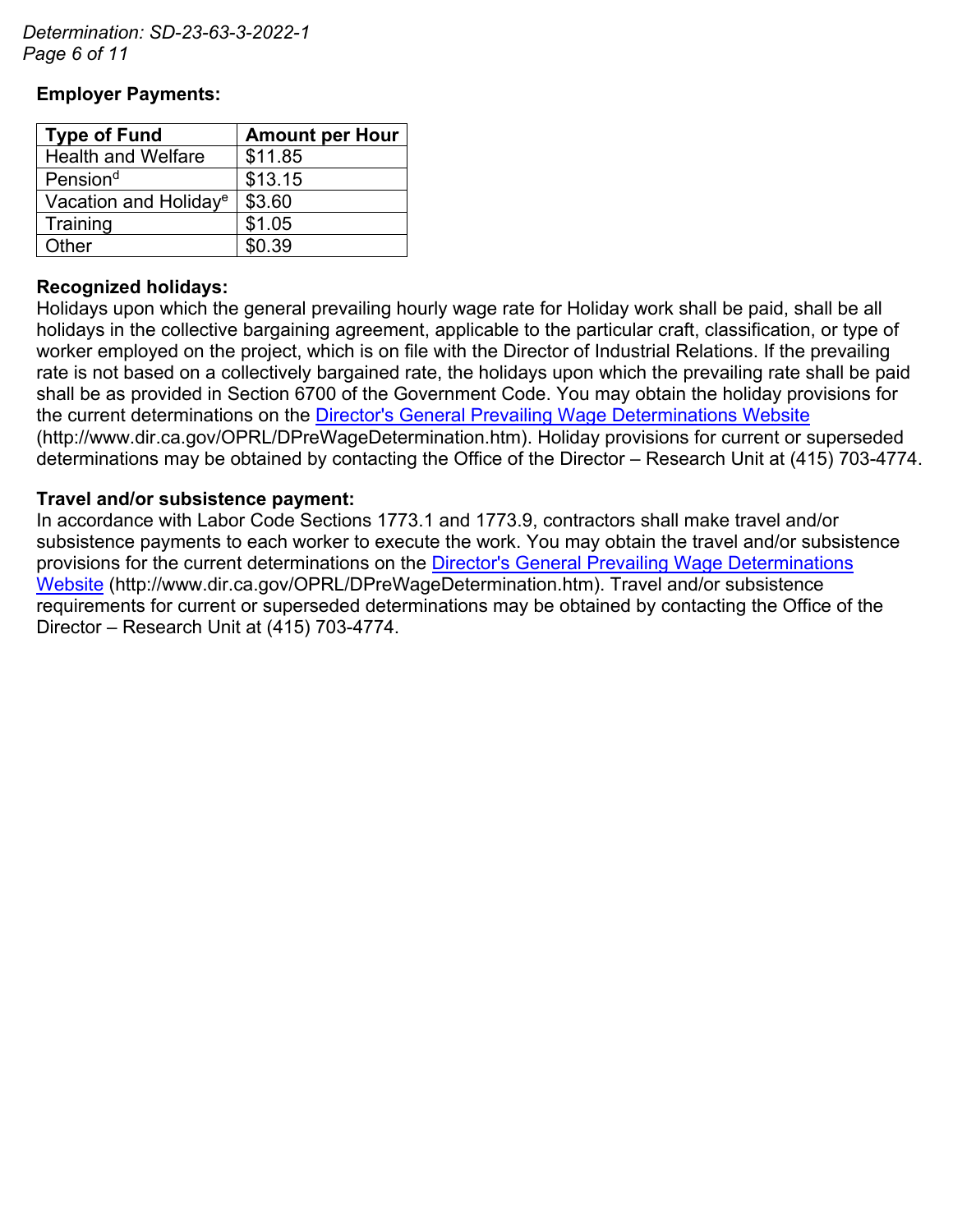**Employer Payments:**

| Type of Fund | Amount per Hour |
|---|---|
| Health and Welfare | $11.85 |
| Pension[d] | $13.15 |
| Vacation and Holiday[e] | $3.60 |
| Training | $1.05 |
| Other | $0.39 |

**Recognized holidays:**
Holidays upon which the general prevailing hourly wage rate for Holiday work shall be paid, shall be all holidays in the collective bargaining agreement, applicable to the particular craft, classification, or type of worker employed on the project, which is on file with the Director of Industrial Relations. If the prevailing rate is not based on a collectively bargained rate, the holidays upon which the prevailing rate shall be paid shall be as provided in Section 6700 of the Government Code. You may obtain the holiday provisions for the current determinations on the [Director's General Prevailing Wage Determinations Website](http://www.dir.ca.gov/OPRL/DPreWageDetermination.htm) (http://www.dir.ca.gov/OPRL/DPreWageDetermination.htm). Holiday provisions for current or superseded determinations may be obtained by contacting the Office of the Director – Research Unit at (415) 703-4774.

**Travel and/or subsistence payment:**
In accordance with Labor Code Sections 1773.1 and 1773.9, contractors shall make travel and/or subsistence payments to each worker to execute the work. You may obtain the travel and/or subsistence provisions for the current determinations on the [Director's General Prevailing Wage Determinations Website](http://www.dir.ca.gov/OPRL/DPreWageDetermination.htm) (http://www.dir.ca.gov/OPRL/DPreWageDetermination.htm). Travel and/or subsistence requirements for current or superseded determinations may be obtained by contacting the Office of the Director – Research Unit at (415) 703-4774.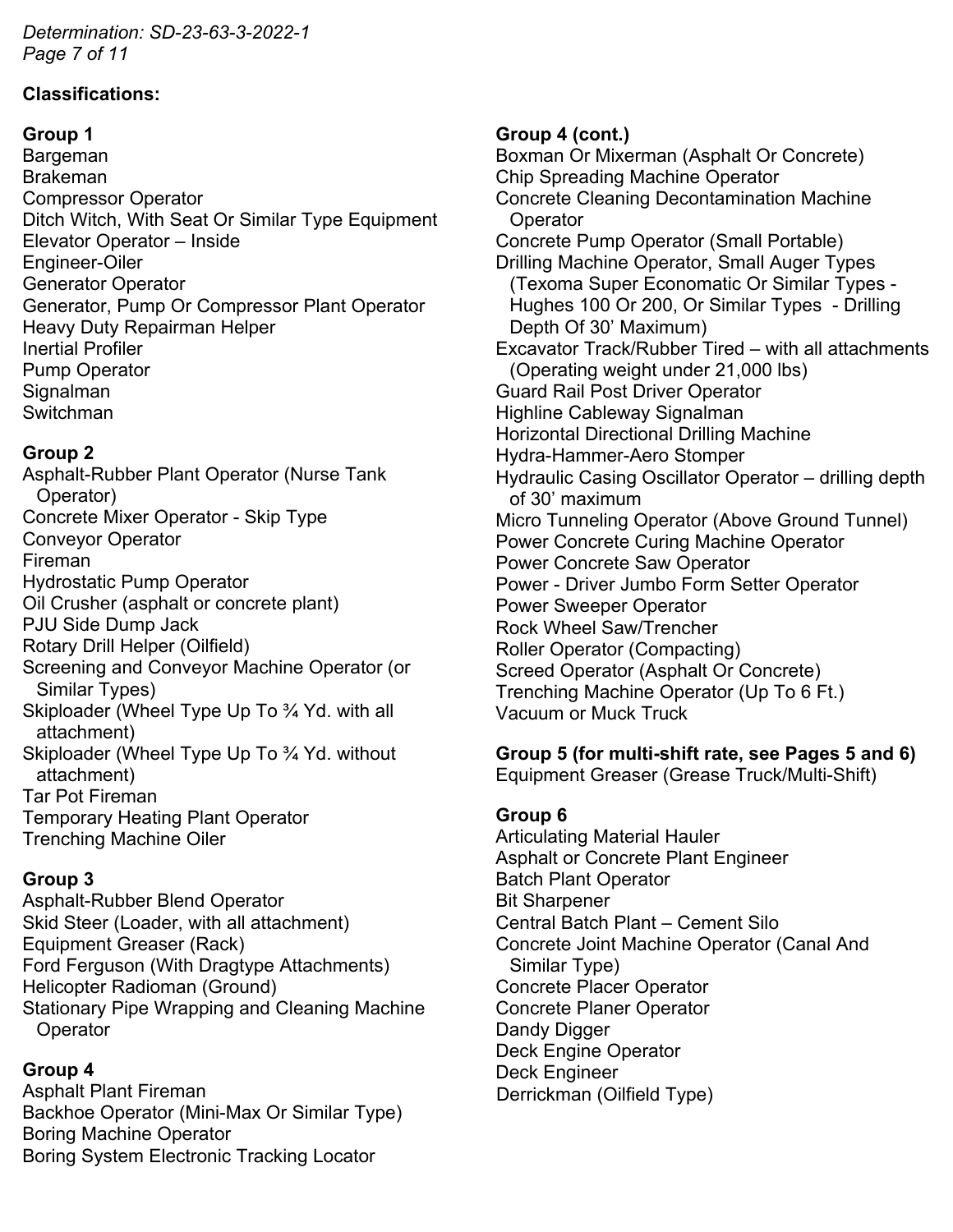**Classifications:**

**Group 1**

Bargeman
Brakeman
Compressor Operator
Ditch Witch, With Seat Or Similar Type Equipment
Elevator Operator – Inside
Engineer-Oiler
Generator Operator
Generator, Pump Or Compressor Plant Operator
Heavy Duty Repairman Helper
Inertial Profiler
Pump Operator
Signalman
Switchman

**Group 2**

Asphalt-Rubber Plant Operator (Nurse Tank Operator)
Concrete Mixer Operator - Skip Type
Conveyor Operator
Fireman
Hydrostatic Pump Operator
Oil Crusher (asphalt or concrete plant)
PJU Side Dump Jack
Rotary Drill Helper (Oilfield)
Screening and Conveyor Machine Operator (or Similar Types)
Skiploader (Wheel Type Up To ¾ Yd. with all attachment)
Skiploader (Wheel Type Up To ¾ Yd. without attachment)
Tar Pot Fireman
Temporary Heating Plant Operator
Trenching Machine Oiler

**Group 3**

Asphalt-Rubber Blend Operator
Skid Steer (Loader, with all attachment)
Equipment Greaser (Rack)
Ford Ferguson (With Dragtype Attachments)
Helicopter Radioman (Ground)
Stationary Pipe Wrapping and Cleaning Machine Operator

**Group 4**

Asphalt Plant Fireman
Backhoe Operator (Mini-Max Or Similar Type)
Boring Machine Operator
Boring System Electronic Tracking Locator

**Group 4 (cont.)**

Boxman Or Mixerman (Asphalt Or Concrete)
Chip Spreading Machine Operator
Concrete Cleaning Decontamination Machine Operator
Concrete Pump Operator (Small Portable)
Drilling Machine Operator, Small Auger Types (Texoma Super Economatic Or Similar Types - Hughes 100 Or 200, Or Similar Types - Drilling Depth Of 30' Maximum)
Excavator Track/Rubber Tired – with all attachments (Operating weight under 21,000 lbs)
Guard Rail Post Driver Operator
Highline Cableway Signalman
Horizontal Directional Drilling Machine
Hydra-Hammer-Aero Stomper
Hydraulic Casing Oscillator Operator – drilling depth of 30' maximum
Micro Tunneling Operator (Above Ground Tunnel)
Power Concrete Curing Machine Operator
Power Concrete Saw Operator
Power - Driver Jumbo Form Setter Operator
Power Sweeper Operator
Rock Wheel Saw/Trencher
Roller Operator (Compacting)
Screed Operator (Asphalt Or Concrete)
Trenching Machine Operator (Up To 6 Ft.)
Vacuum or Muck Truck

**Group 5 (for multi-shift rate, see Pages 5 and 6)**

Equipment Greaser (Grease Truck/Multi-Shift)

**Group 6**

Articulating Material Hauler
Asphalt or Concrete Plant Engineer
Batch Plant Operator
Bit Sharpener
Central Batch Plant – Cement Silo
Concrete Joint Machine Operator (Canal And Similar Type)
Concrete Placer Operator
Concrete Planer Operator
Dandy Digger
Deck Engine Operator
Deck Engineer
Derrickman (Oilfield Type)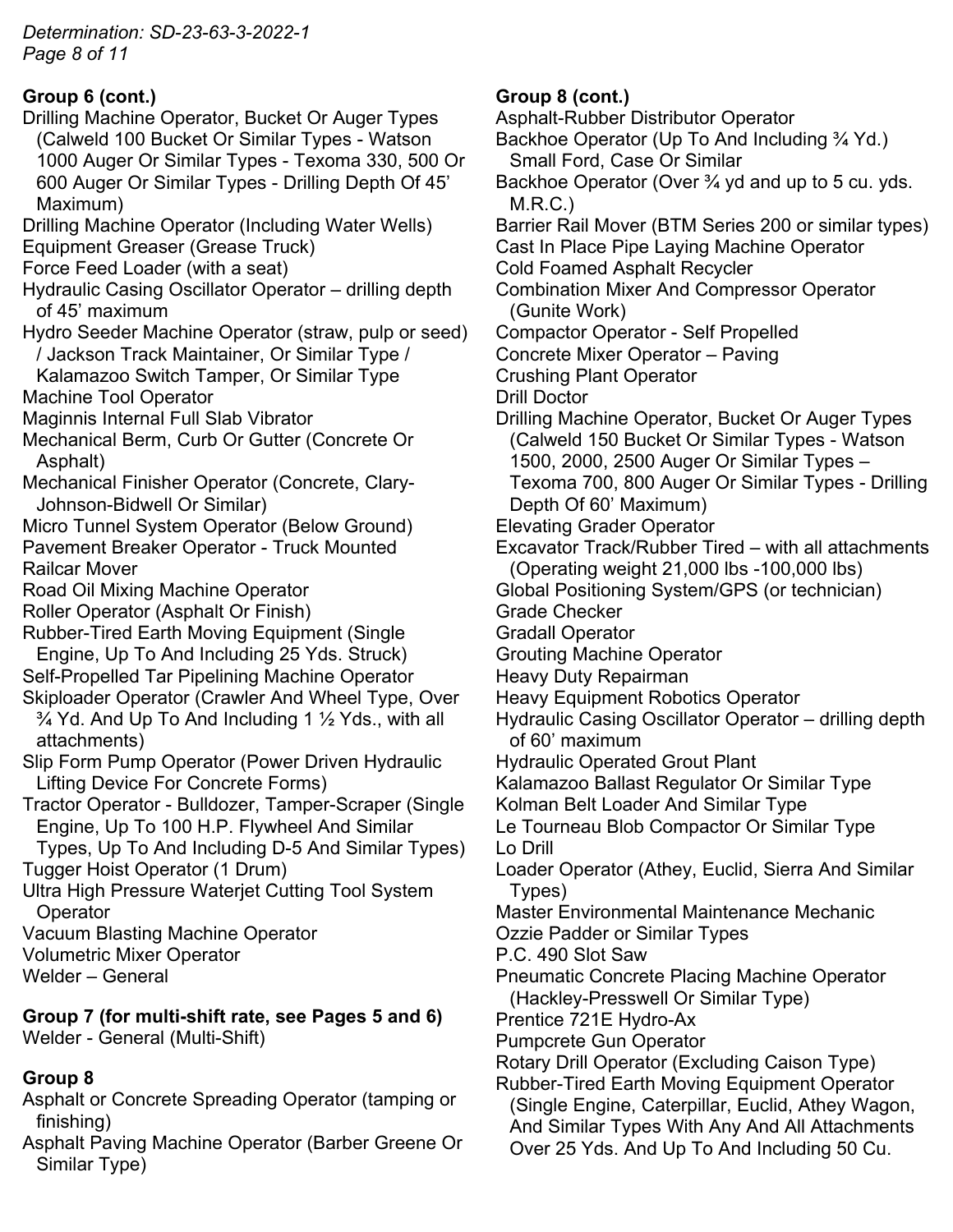**Group 6 (cont.)**

Drilling Machine Operator, Bucket Or Auger Types (Calweld 100 Bucket Or Similar Types - Watson 1000 Auger Or Similar Types - Texoma 330, 500 Or 600 Auger Or Similar Types - Drilling Depth Of 45' Maximum)
Drilling Machine Operator (Including Water Wells)
Equipment Greaser (Grease Truck)
Force Feed Loader (with a seat)
Hydraulic Casing Oscillator Operator – drilling depth of 45' maximum
Hydro Seeder Machine Operator (straw, pulp or seed) / Jackson Track Maintainer, Or Similar Type / Kalamazoo Switch Tamper, Or Similar Type
Machine Tool Operator
Maginnis Internal Full Slab Vibrator
Mechanical Berm, Curb Or Gutter (Concrete Or Asphalt)
Mechanical Finisher Operator (Concrete, Clary-Johnson-Bidwell Or Similar)
Micro Tunnel System Operator (Below Ground)
Pavement Breaker Operator - Truck Mounted
Railcar Mover
Road Oil Mixing Machine Operator
Roller Operator (Asphalt Or Finish)
Rubber-Tired Earth Moving Equipment (Single Engine, Up To And Including 25 Yds. Struck)
Self-Propelled Tar Pipelining Machine Operator
Skiploader Operator (Crawler And Wheel Type, Over ¾ Yd. And Up To And Including 1 ½ Yds., with all attachments)
Slip Form Pump Operator (Power Driven Hydraulic Lifting Device For Concrete Forms)
Tractor Operator - Bulldozer, Tamper-Scraper (Single Engine, Up To 100 H.P. Flywheel And Similar Types, Up To And Including D-5 And Similar Types)
Tugger Hoist Operator (1 Drum)
Ultra High Pressure Waterjet Cutting Tool System Operator
Vacuum Blasting Machine Operator
Volumetric Mixer Operator
Welder – General

**Group 7 (for multi-shift rate, see Pages 5 and 6)**

Welder - General (Multi-Shift)

**Group 8**

Asphalt or Concrete Spreading Operator (tamping or finishing)
Asphalt Paving Machine Operator (Barber Greene Or Similar Type)

**Group 8 (cont.)**

Asphalt-Rubber Distributor Operator
Backhoe Operator (Up To And Including ¾ Yd.) Small Ford, Case Or Similar
Backhoe Operator (Over ¾ yd and up to 5 cu. yds. M.R.C.)
Barrier Rail Mover (BTM Series 200 or similar types)
Cast In Place Pipe Laying Machine Operator
Cold Foamed Asphalt Recycler
Combination Mixer And Compressor Operator (Gunite Work)
Compactor Operator - Self Propelled
Concrete Mixer Operator – Paving
Crushing Plant Operator
Drill Doctor
Drilling Machine Operator, Bucket Or Auger Types (Calweld 150 Bucket Or Similar Types - Watson 1500, 2000, 2500 Auger Or Similar Types – Texoma 700, 800 Auger Or Similar Types - Drilling Depth Of 60' Maximum)
Elevating Grader Operator
Excavator Track/Rubber Tired – with all attachments (Operating weight 21,000 lbs -100,000 lbs)
Global Positioning System/GPS (or technician)
Grade Checker
Gradall Operator
Grouting Machine Operator
Heavy Duty Repairman
Heavy Equipment Robotics Operator
Hydraulic Casing Oscillator Operator – drilling depth of 60' maximum
Hydraulic Operated Grout Plant
Kalamazoo Ballast Regulator Or Similar Type
Kolman Belt Loader And Similar Type
Le Tourneau Blob Compactor Or Similar Type
Lo Drill
Loader Operator (Athey, Euclid, Sierra And Similar Types)
Master Environmental Maintenance Mechanic
Ozzie Padder or Similar Types
P.C. 490 Slot Saw
Pneumatic Concrete Placing Machine Operator (Hackley-Presswell Or Similar Type)
Prentice 721E Hydro-Ax
Pumpcrete Gun Operator
Rotary Drill Operator (Excluding Caison Type)
Rubber-Tired Earth Moving Equipment Operator (Single Engine, Caterpillar, Euclid, Athey Wagon, And Similar Types With Any And All Attachments Over 25 Yds. And Up To And Including 50 Cu.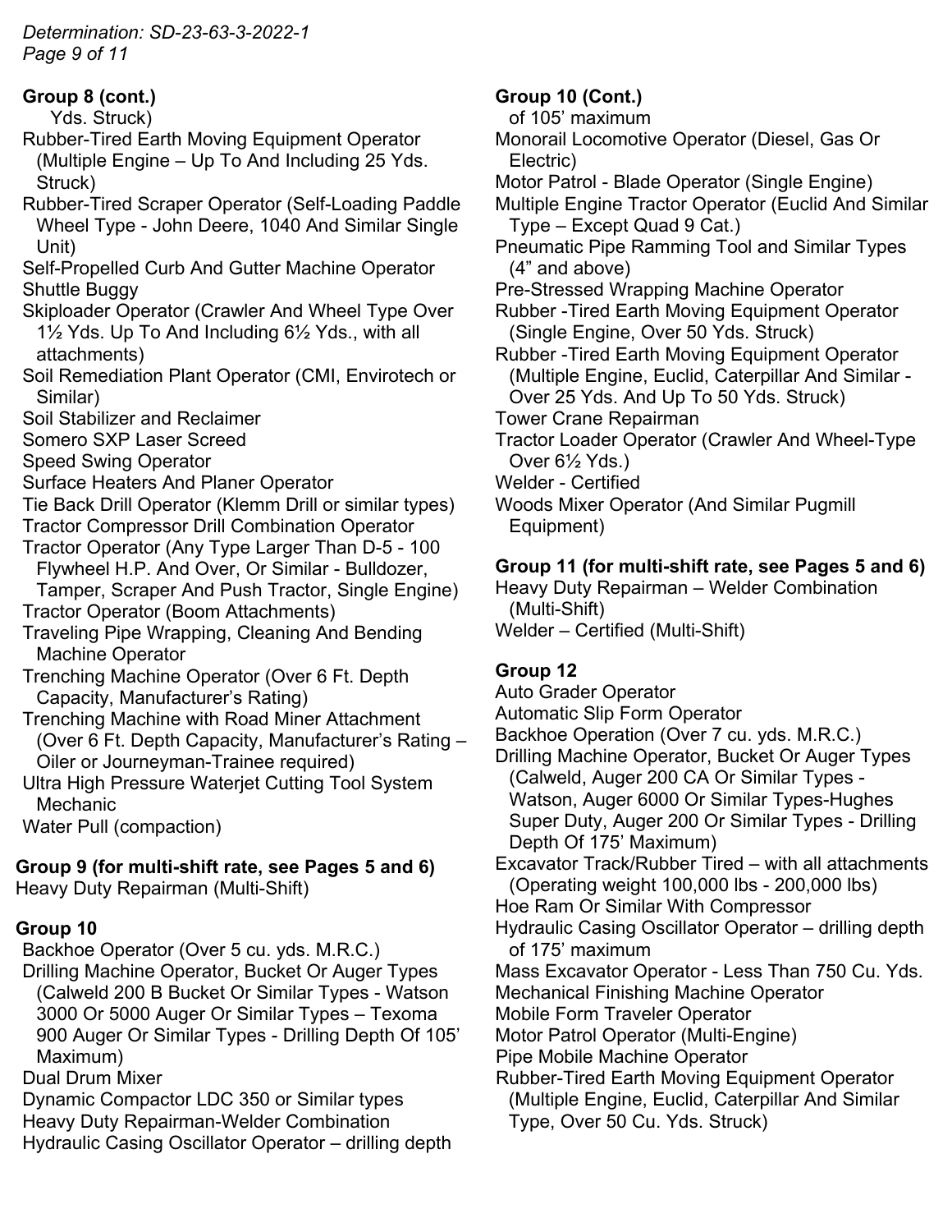**Group 8 (cont.)**

Yds. Struck)
Rubber-Tired Earth Moving Equipment Operator (Multiple Engine – Up To And Including 25 Yds. Struck)
Rubber-Tired Scraper Operator (Self-Loading Paddle Wheel Type - John Deere, 1040 And Similar Single Unit)
Self-Propelled Curb And Gutter Machine Operator
Shuttle Buggy
Skiploader Operator (Crawler And Wheel Type Over 1½ Yds. Up To And Including 6½ Yds., with all attachments)
Soil Remediation Plant Operator (CMI, Envirotech or Similar)
Soil Stabilizer and Reclaimer
Somero SXP Laser Screed
Speed Swing Operator
Surface Heaters And Planer Operator
Tie Back Drill Operator (Klemm Drill or similar types)
Tractor Compressor Drill Combination Operator
Tractor Operator (Any Type Larger Than D-5 - 100 Flywheel H.P. And Over, Or Similar - Bulldozer, Tamper, Scraper And Push Tractor, Single Engine)
Tractor Operator (Boom Attachments)
Traveling Pipe Wrapping, Cleaning And Bending Machine Operator
Trenching Machine Operator (Over 6 Ft. Depth Capacity, Manufacturer's Rating)
Trenching Machine with Road Miner Attachment (Over 6 Ft. Depth Capacity, Manufacturer's Rating – Oiler or Journeyman-Trainee required)
Ultra High Pressure Waterjet Cutting Tool System Mechanic
Water Pull (compaction)

**Group 9 (for multi-shift rate, see Pages 5 and 6)**

Heavy Duty Repairman (Multi-Shift)

**Group 10**

Backhoe Operator (Over 5 cu. yds. M.R.C.)
Drilling Machine Operator, Bucket Or Auger Types (Calweld 200 B Bucket Or Similar Types - Watson 3000 Or 5000 Auger Or Similar Types – Texoma 900 Auger Or Similar Types - Drilling Depth Of 105' Maximum)
Dual Drum Mixer
Dynamic Compactor LDC 350 or Similar types
Heavy Duty Repairman-Welder Combination
Hydraulic Casing Oscillator Operator – drilling depth of 105' maximum
Monorail Locomotive Operator (Diesel, Gas Or Electric)
Motor Patrol - Blade Operator (Single Engine)
Multiple Engine Tractor Operator (Euclid And Similar Type – Except Quad 9 Cat.)
Pneumatic Pipe Ramming Tool and Similar Types (4" and above)
Pre-Stressed Wrapping Machine Operator
Rubber -Tired Earth Moving Equipment Operator (Single Engine, Over 50 Yds. Struck)
Rubber -Tired Earth Moving Equipment Operator (Multiple Engine, Euclid, Caterpillar And Similar - Over 25 Yds. And Up To 50 Yds. Struck)
Tower Crane Repairman
Tractor Loader Operator (Crawler And Wheel-Type Over 6½ Yds.)
Welder - Certified
Woods Mixer Operator (And Similar Pugmill Equipment)

**Group 11 (for multi-shift rate, see Pages 5 and 6)**

Heavy Duty Repairman – Welder Combination (Multi-Shift)
Welder – Certified (Multi-Shift)

**Group 12**

Auto Grader Operator
Automatic Slip Form Operator
Backhoe Operation (Over 7 cu. yds. M.R.C.)
Drilling Machine Operator, Bucket Or Auger Types (Calweld, Auger 200 CA Or Similar Types - Watson, Auger 6000 Or Similar Types-Hughes Super Duty, Auger 200 Or Similar Types - Drilling Depth Of 175' Maximum)
Excavator Track/Rubber Tired – with all attachments (Operating weight 100,000 lbs - 200,000 lbs)
Hoe Ram Or Similar With Compressor
Hydraulic Casing Oscillator Operator – drilling depth of 175' maximum
Mass Excavator Operator - Less Than 750 Cu. Yds.
Mechanical Finishing Machine Operator
Mobile Form Traveler Operator
Motor Patrol Operator (Multi-Engine)
Pipe Mobile Machine Operator
Rubber-Tired Earth Moving Equipment Operator (Multiple Engine, Euclid, Caterpillar And Similar Type, Over 50 Cu. Yds. Struck)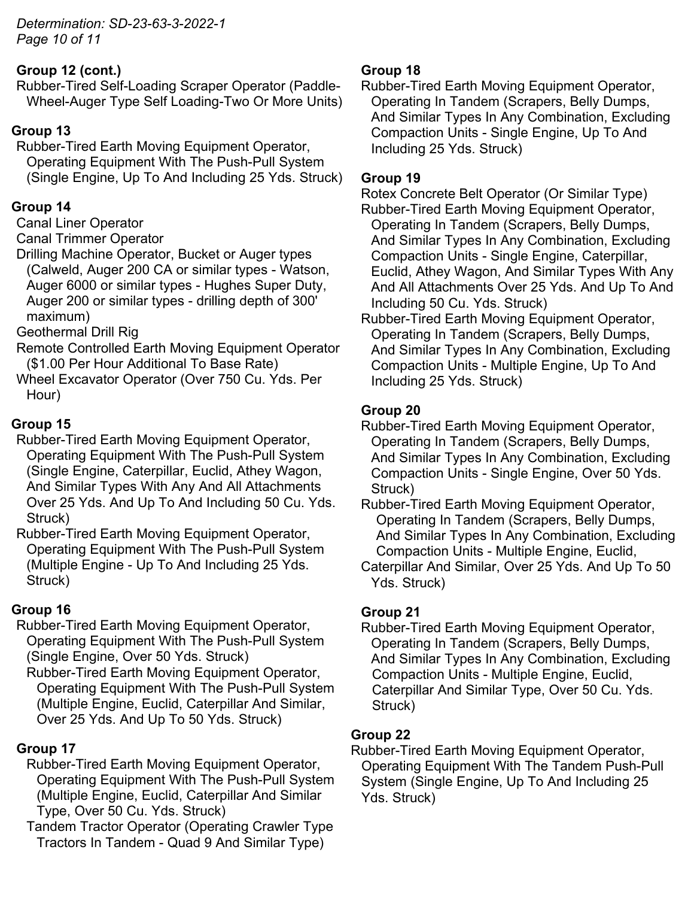### Group 12 (cont.)

- Rubber-Tired Self-Loading Scraper Operator (Paddle-Wheel-Auger Type Self Loading-Two Or More Units)

### Group 13

- Rubber-Tired Earth Moving Equipment Operator, Operating Equipment With The Push-Pull System (Single Engine, Up To And Including 25 Yds. Struck)

### Group 14

- Canal Liner Operator
- Canal Trimmer Operator
- Drilling Machine Operator, Bucket or Auger types (Calweld, Auger 200 CA or similar types - Watson, Auger 6000 or similar types - Hughes Super Duty, Auger 200 or similar types - drilling depth of 300' maximum)
- Geothermal Drill Rig
- Remote Controlled Earth Moving Equipment Operator ($1.00 Per Hour Additional To Base Rate)
- Wheel Excavator Operator (Over 750 Cu. Yds. Per Hour)

### Group 15

- Rubber-Tired Earth Moving Equipment Operator, Operating Equipment With The Push-Pull System (Single Engine, Caterpillar, Euclid, Athey Wagon, And Similar Types With Any And All Attachments Over 25 Yds. And Up To And Including 50 Cu. Yds. Struck)
- Rubber-Tired Earth Moving Equipment Operator, Operating Equipment With The Push-Pull System (Multiple Engine - Up To And Including 25 Yds. Struck)

### Group 16

- Rubber-Tired Earth Moving Equipment Operator, Operating Equipment With The Push-Pull System (Single Engine, Over 50 Yds. Struck)
- Rubber-Tired Earth Moving Equipment Operator, Operating Equipment With The Push-Pull System (Multiple Engine, Euclid, Caterpillar And Similar, Over 25 Yds. And Up To 50 Yds. Struck)

### Group 17

- Rubber-Tired Earth Moving Equipment Operator, Operating Equipment With The Push-Pull System (Multiple Engine, Euclid, Caterpillar And Similar Type, Over 50 Cu. Yds. Struck)
- Tandem Tractor Operator (Operating Crawler Type Tractors In Tandem - Quad 9 And Similar Type)

### Group 18

- Rubber-Tired Earth Moving Equipment Operator, Operating In Tandem (Scrapers, Belly Dumps, And Similar Types In Any Combination, Excluding Compaction Units - Single Engine, Up To And Including 25 Yds. Struck)

### Group 19

- Rotex Concrete Belt Operator (Or Similar Type)
- Rubber-Tired Earth Moving Equipment Operator, Operating In Tandem (Scrapers, Belly Dumps, And Similar Types In Any Combination, Excluding Compaction Units - Single Engine, Caterpillar, Euclid, Athey Wagon, And Similar Types With Any And All Attachments Over 25 Yds. And Up To And Including 50 Cu. Yds. Struck)
- Rubber-Tired Earth Moving Equipment Operator, Operating In Tandem (Scrapers, Belly Dumps, And Similar Types In Any Combination, Excluding Compaction Units - Multiple Engine, Up To And Including 25 Yds. Struck)

### Group 20

- Rubber-Tired Earth Moving Equipment Operator, Operating In Tandem (Scrapers, Belly Dumps, And Similar Types In Any Combination, Excluding Compaction Units - Single Engine, Over 50 Yds. Struck)
- Rubber-Tired Earth Moving Equipment Operator, Operating In Tandem (Scrapers, Belly Dumps, And Similar Types In Any Combination, Excluding Compaction Units - Multiple Engine, Euclid, Caterpillar And Similar, Over 25 Yds. And Up To 50 Yds. Struck)

### Group 21

- Rubber-Tired Earth Moving Equipment Operator, Operating In Tandem (Scrapers, Belly Dumps, And Similar Types In Any Combination, Excluding Compaction Units - Multiple Engine, Euclid, Caterpillar And Similar Type, Over 50 Cu. Yds. Struck)

### Group 22

- Rubber-Tired Earth Moving Equipment Operator, Operating Equipment With The Tandem Push-Pull System (Single Engine, Up To And Including 25 Yds. Struck)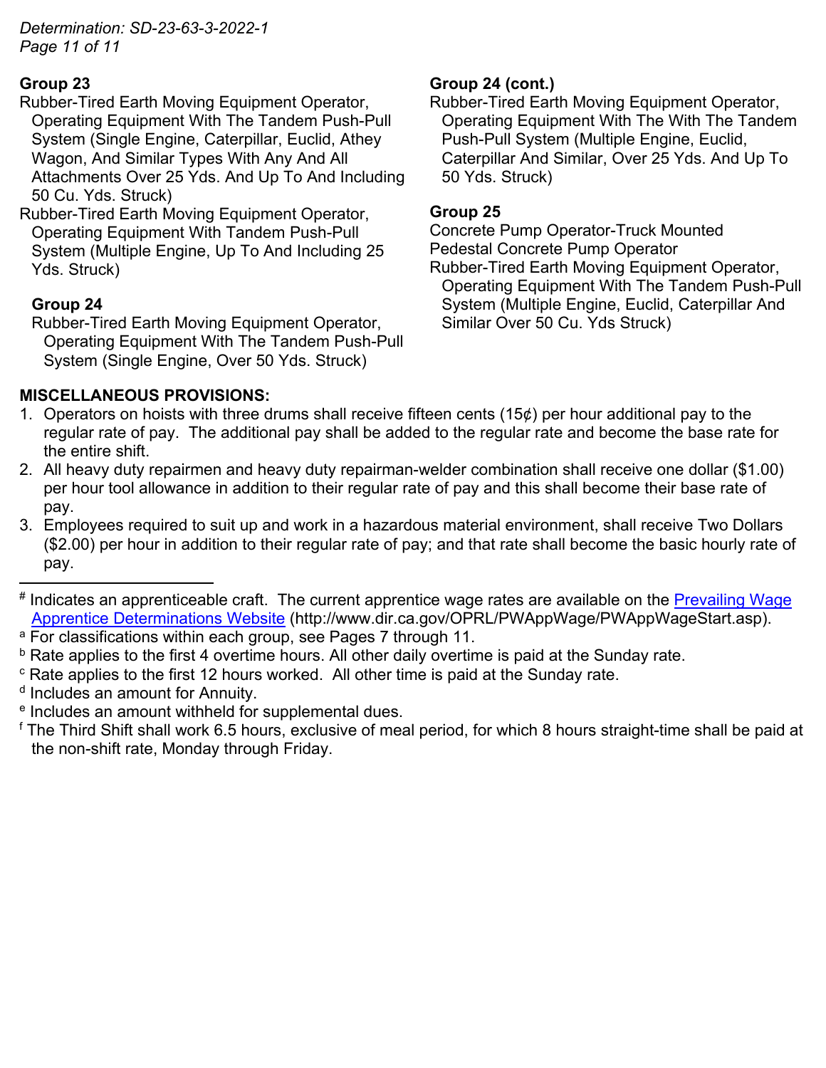**Group 23**

Rubber-Tired Earth Moving Equipment Operator, Operating Equipment With The Tandem Push-Pull System (Single Engine, Caterpillar, Euclid, Athey Wagon, And Similar Types With Any And All Attachments Over 25 Yds. And Up To And Including 50 Cu. Yds. Struck)

Rubber-Tired Earth Moving Equipment Operator, Operating Equipment With Tandem Push-Pull System (Multiple Engine, Up To And Including 25 Yds. Struck)

**Group 24**

Rubber-Tired Earth Moving Equipment Operator, Operating Equipment With The Tandem Push-Pull System (Single Engine, Over 50 Yds. Struck)

**Group 24 (cont.)**

Rubber-Tired Earth Moving Equipment Operator, Operating Equipment With The With The Tandem Push-Pull System (Multiple Engine, Euclid, Caterpillar And Similar, Over 25 Yds. And Up To 50 Yds. Struck)

**Group 25**

Concrete Pump Operator-Truck Mounted

Pedestal Concrete Pump Operator

Rubber-Tired Earth Moving Equipment Operator, Operating Equipment With The Tandem Push-Pull System (Multiple Engine, Euclid, Caterpillar And Similar Over 50 Cu. Yds Struck)

**MISCELLANEOUS PROVISIONS:**

1. Operators on hoists with three drums shall receive fifteen cents (15¢) per hour additional pay to the regular rate of pay. The additional pay shall be added to the regular rate and become the base rate for the entire shift.
2. All heavy duty repairmen and heavy duty repairman-welder combination shall receive one dollar ($1.00) per hour tool allowance in addition to their regular rate of pay and this shall become their base rate of pay.
3. Employees required to suit up and work in a hazardous material environment, shall receive Two Dollars ($2.00) per hour in addition to their regular rate of pay; and that rate shall become the basic hourly rate of pay.

---

[#] Indicates an apprenticeable craft. The current apprentice wage rates are available on the Prevailing Wage Apprentice Determinations Website (http://www.dir.ca.gov/OPRL/PWAppWage/PWAppWageStart.asp).

[a] For classifications within each group, see Pages 7 through 11.

[b] Rate applies to the first 4 overtime hours. All other daily overtime is paid at the Sunday rate.

[c] Rate applies to the first 12 hours worked. All other time is paid at the Sunday rate.

[d] Includes an amount for Annuity.

[e] Includes an amount withheld for supplemental dues.

[f] The Third Shift shall work 6.5 hours, exclusive of meal period, for which 8 hours straight-time shall be paid at the non-shift rate, Monday through Friday.